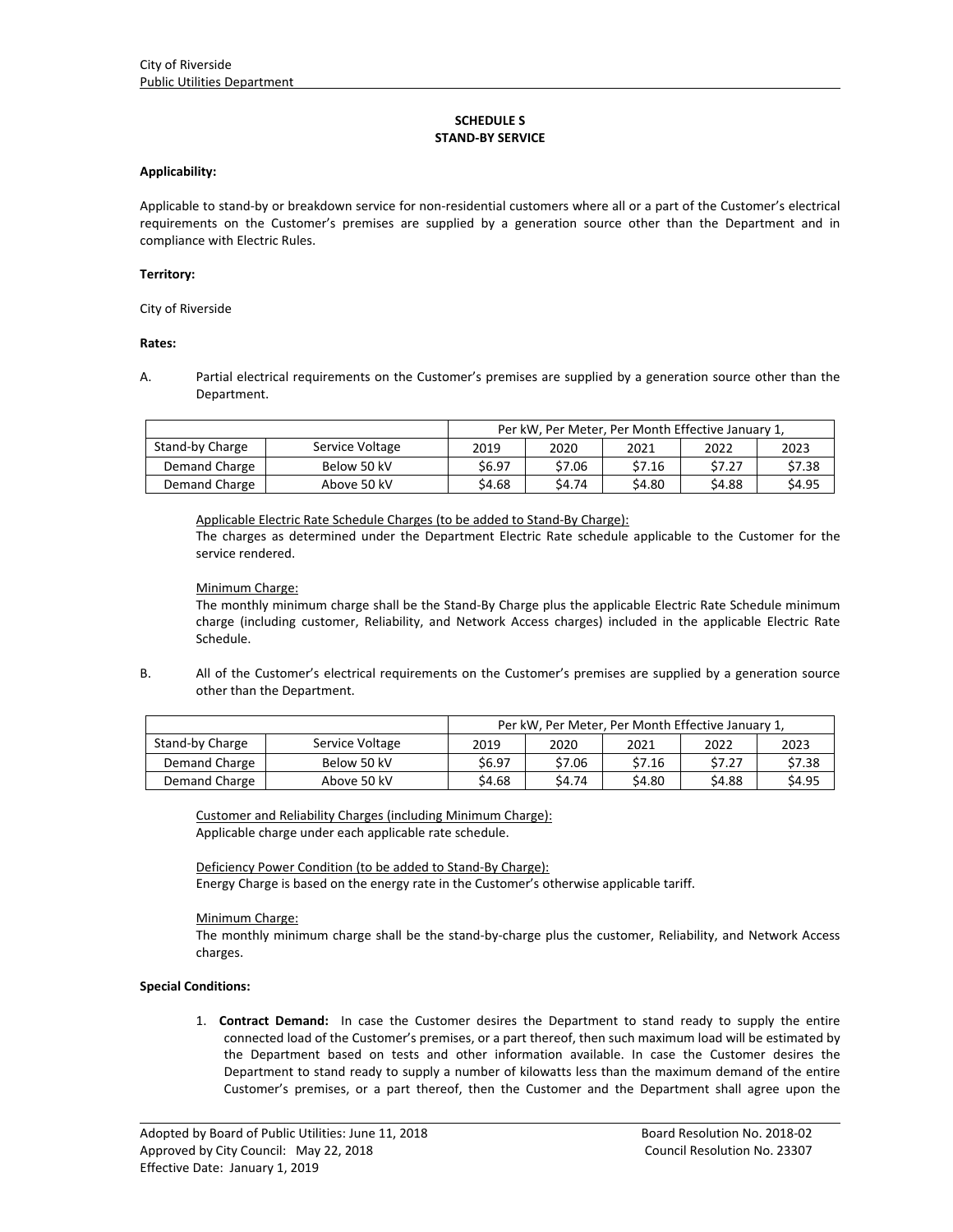City of Riverside
Public Utilities Department

# SCHEDULE S
# STAND-BY SERVICE

**Applicability:**

Applicable to stand-by or breakdown service for non-residential customers where all or a part of the Customer's electrical requirements on the Customer's premises are supplied by a generation source other than the Department and in compliance with Electric Rules.

**Territory:**

City of Riverside

**Rates:**

A. Partial electrical requirements on the Customer's premises are supplied by a generation source other than the Department.

| | | Per kW, Per Meter, Per Month Effective January 1, | | | | |
|---|---|---|---|---|---|---|
| Stand-by Charge | Service Voltage | 2019 | 2020 | 2021 | 2022 | 2023 |
| Demand Charge | Below 50 kV | $6.97 | $7.06 | $7.16 | $7.27 | $7.38 |
| Demand Charge | Above 50 kV | $4.68 | $4.74 | $4.80 | $4.88 | $4.95 |

Applicable Electric Rate Schedule Charges (to be added to Stand-By Charge):
The charges as determined under the Department Electric Rate schedule applicable to the Customer for the service rendered.

Minimum Charge:
The monthly minimum charge shall be the Stand-By Charge plus the applicable Electric Rate Schedule minimum charge (including customer, Reliability, and Network Access charges) included in the applicable Electric Rate Schedule.

B. All of the Customer's electrical requirements on the Customer's premises are supplied by a generation source other than the Department.

| | | Per kW, Per Meter, Per Month Effective January 1, | | | | |
|---|---|---|---|---|---|---|
| Stand-by Charge | Service Voltage | 2019 | 2020 | 2021 | 2022 | 2023 |
| Demand Charge | Below 50 kV | $6.97 | $7.06 | $7.16 | $7.27 | $7.38 |
| Demand Charge | Above 50 kV | $4.68 | $4.74 | $4.80 | $4.88 | $4.95 |

Customer and Reliability Charges (including Minimum Charge):
Applicable charge under each applicable rate schedule.

Deficiency Power Condition (to be added to Stand-By Charge):
Energy Charge is based on the energy rate in the Customer's otherwise applicable tariff.

Minimum Charge:
The monthly minimum charge shall be the stand-by-charge plus the customer, Reliability, and Network Access charges.

**Special Conditions:**

1. **Contract Demand:** In case the Customer desires the Department to stand ready to supply the entire connected load of the Customer's premises, or a part thereof, then such maximum load will be estimated by the Department based on tests and other information available. In case the Customer desires the Department to stand ready to supply a number of kilowatts less than the maximum demand of the entire Customer's premises, or a part thereof, then the Customer and the Department shall agree upon the

Adopted by Board of Public Utilities: June 11, 2018 Board Resolution No. 2018-02
Approved by City Council: May 22, 2018 Council Resolution No. 23307
Effective Date: January 1, 2019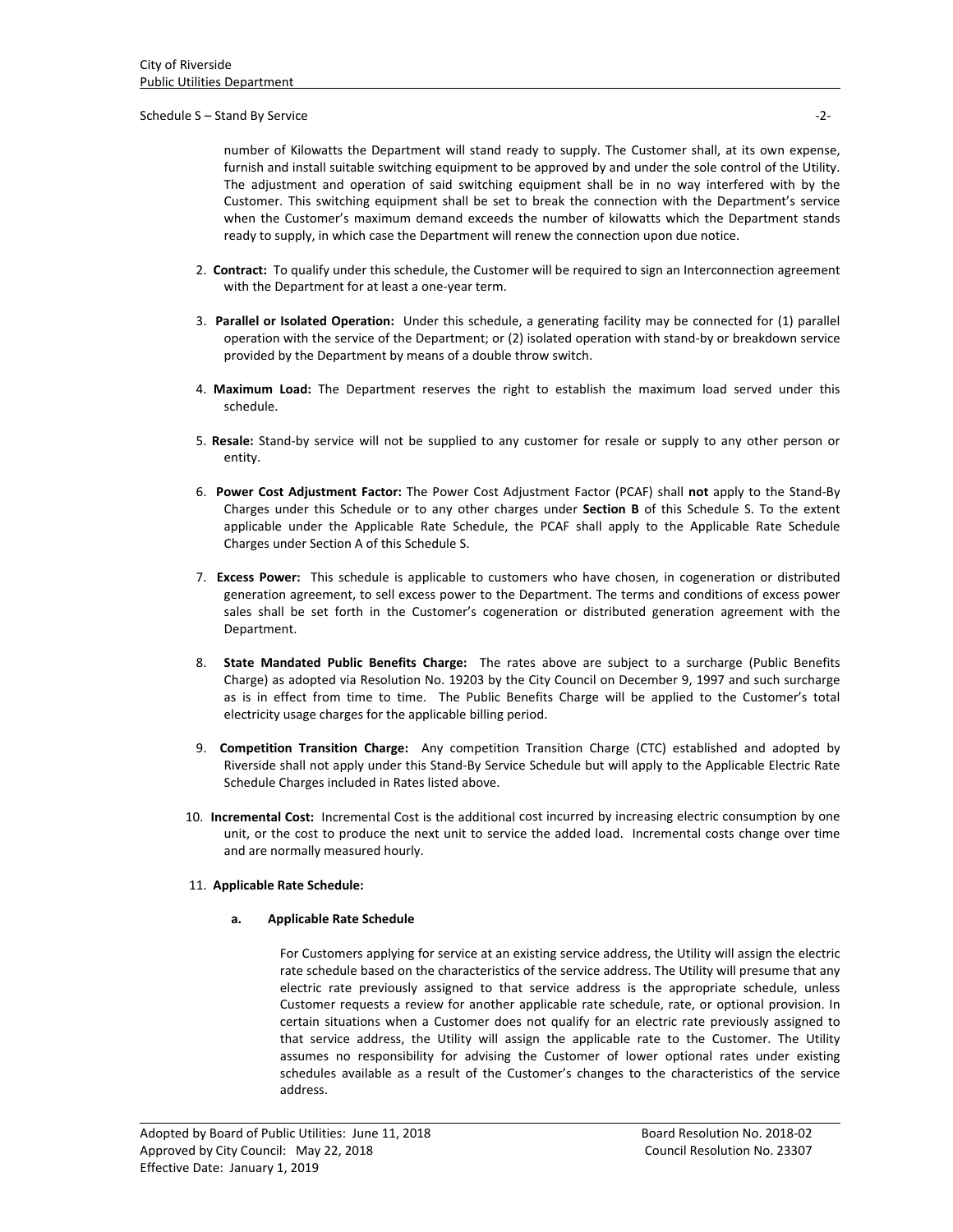number of Kilowatts the Department will stand ready to supply. The Customer shall, at its own expense, furnish and install suitable switching equipment to be approved by and under the sole control of the Utility. The adjustment and operation of said switching equipment shall be in no way interfered with by the Customer. This switching equipment shall be set to break the connection with the Department's service when the Customer's maximum demand exceeds the number of kilowatts which the Department stands ready to supply, in which case the Department will renew the connection upon due notice.

2. **Contract:** To qualify under this schedule, the Customer will be required to sign an Interconnection agreement with the Department for at least a one-year term.

3. **Parallel or Isolated Operation:** Under this schedule, a generating facility may be connected for (1) parallel operation with the service of the Department; or (2) isolated operation with stand-by or breakdown service provided by the Department by means of a double throw switch.

4. **Maximum Load:** The Department reserves the right to establish the maximum load served under this schedule.

5. **Resale:** Stand-by service will not be supplied to any customer for resale or supply to any other person or entity.

6. **Power Cost Adjustment Factor:** The Power Cost Adjustment Factor (PCAF) shall **not** apply to the Stand-By Charges under this Schedule or to any other charges under **Section B** of this Schedule S. To the extent applicable under the Applicable Rate Schedule, the PCAF shall apply to the Applicable Rate Schedule Charges under Section A of this Schedule S.

7. **Excess Power:** This schedule is applicable to customers who have chosen, in cogeneration or distributed generation agreement, to sell excess power to the Department. The terms and conditions of excess power sales shall be set forth in the Customer's cogeneration or distributed generation agreement with the Department.

8. **State Mandated Public Benefits Charge:** The rates above are subject to a surcharge (Public Benefits Charge) as adopted via Resolution No. 19203 by the City Council on December 9, 1997 and such surcharge as is in effect from time to time. The Public Benefits Charge will be applied to the Customer's total electricity usage charges for the applicable billing period.

9. **Competition Transition Charge:** Any competition Transition Charge (CTC) established and adopted by Riverside shall not apply under this Stand-By Service Schedule but will apply to the Applicable Electric Rate Schedule Charges included in Rates listed above.

10. **Incremental Cost:** Incremental Cost is the additional cost incurred by increasing electric consumption by one unit, or the cost to produce the next unit to service the added load. Incremental costs change over time and are normally measured hourly.

11. **Applicable Rate Schedule:**

    **a. Applicable Rate Schedule**

    For Customers applying for service at an existing service address, the Utility will assign the electric rate schedule based on the characteristics of the service address. The Utility will presume that any electric rate previously assigned to that service address is the appropriate schedule, unless Customer requests a review for another applicable rate schedule, rate, or optional provision. In certain situations when a Customer does not qualify for an electric rate previously assigned to that service address, the Utility will assign the applicable rate to the Customer. The Utility assumes no responsibility for advising the Customer of lower optional rates under existing schedules available as a result of the Customer's changes to the characteristics of the service address.

Adopted by Board of Public Utilities: June 11, 2018 — Board Resolution No. 2018-02
Approved by City Council: May 22, 2018 — Council Resolution No. 23307
Effective Date: January 1, 2019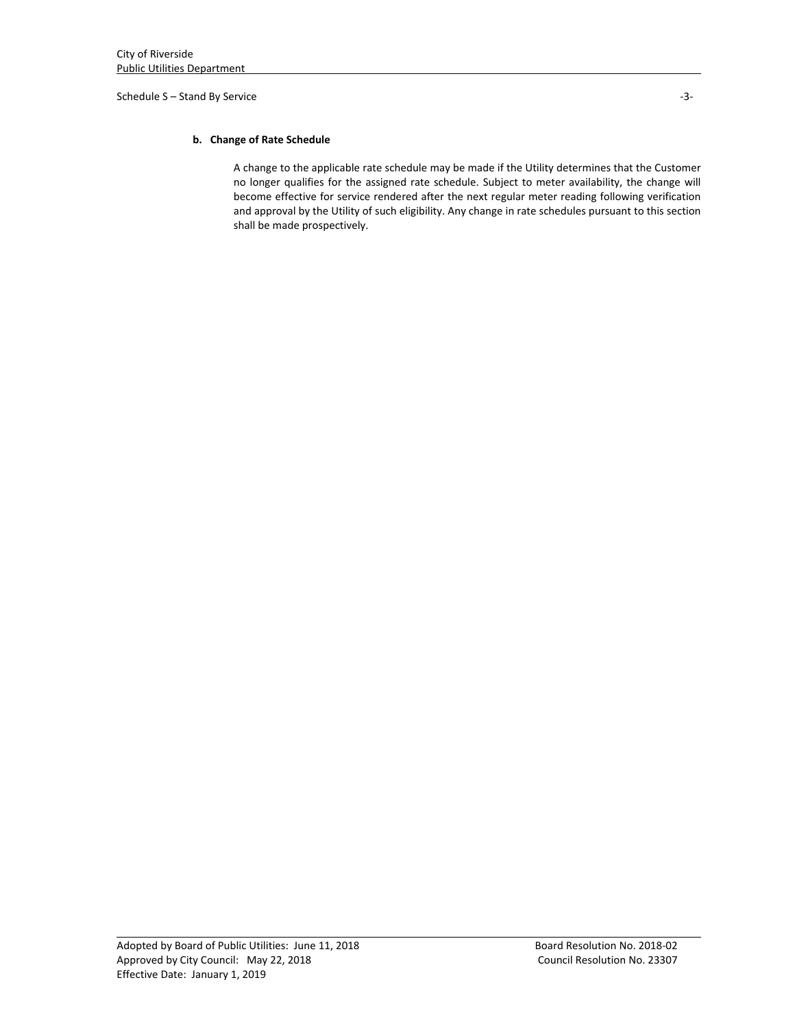**b. Change of Rate Schedule**

A change to the applicable rate schedule may be made if the Utility determines that the Customer no longer qualifies for the assigned rate schedule. Subject to meter availability, the change will become effective for service rendered after the next regular meter reading following verification and approval by the Utility of such eligibility. Any change in rate schedules pursuant to this section shall be made prospectively.